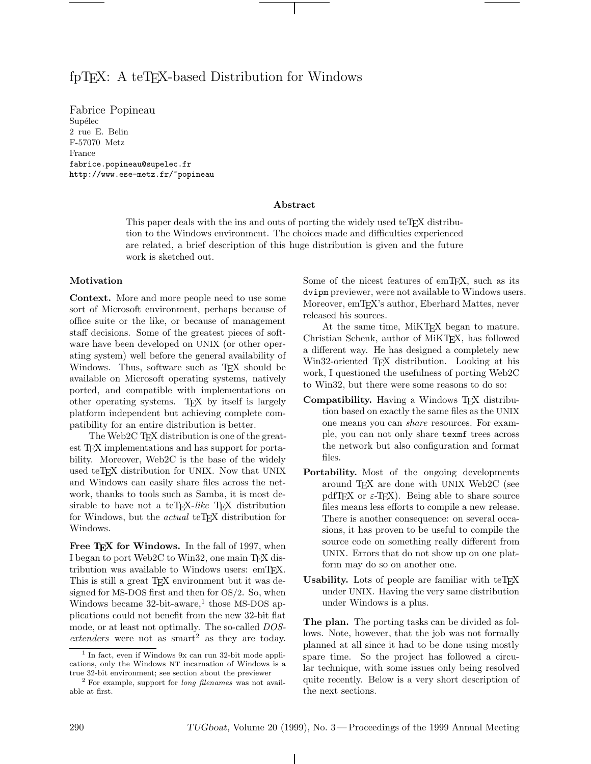# fpTEX: A teTEX-based Distribution for Windows

Fabrice Popineau
Supélec
2 rue E. Belin
F-57070 Metz
France
fabrice.popineau@supelec.fr
http://www.ese-metz.fr/~popineau

### Abstract

This paper deals with the ins and outs of porting the widely used teTEX distribution to the Windows environment. The choices made and difficulties experienced are related, a brief description of this huge distribution is given and the future work is sketched out.

## Motivation

**Context.** More and more people need to use some sort of Microsoft environment, perhaps because of office suite or the like, or because of management staff decisions. Some of the greatest pieces of software have been developed on UNIX (or other operating system) well before the general availability of Windows. Thus, software such as TEX should be available on Microsoft operating systems, natively ported, and compatible with implementations on other operating systems. TEX by itself is largely platform independent but achieving complete compatibility for an entire distribution is better.

The Web2C TEX distribution is one of the greatest TEX implementations and has support for portability. Moreover, Web2C is the base of the widely used teTEX distribution for UNIX. Now that UNIX and Windows can easily share files across the network, thanks to tools such as Samba, it is most desirable to have not a teTEX-*like* TEX distribution for Windows, but the *actual* teTEX distribution for Windows.

**Free TEX for Windows.** In the fall of 1997, when I began to port Web2C to Win32, one main TEX distribution was available to Windows users: emTEX. This is still a great TEX environment but it was designed for MS-DOS first and then for OS/2. So, when Windows became 32-bit-aware,[1] those MS-DOS applications could not benefit from the new 32-bit flat mode, or at least not optimally. The so-called *DOS-extenders* were not as smart[2] as they are today. Some of the nicest features of emTEX, such as its `dvipm` previewer, were not available to Windows users. Moreover, emTEX's author, Eberhard Mattes, never released his sources.

At the same time, MiKTEX began to mature. Christian Schenk, author of MiKTEX, has followed a different way. He has designed a completely new Win32-oriented TEX distribution. Looking at his work, I questioned the usefulness of porting Web2C to Win32, but there were some reasons to do so:

**Compatibility.** Having a Windows TEX distribution based on exactly the same files as the UNIX one means you can *share* resources. For example, you can not only share `texmf` trees across the network but also configuration and format files.

**Portability.** Most of the ongoing developments around TEX are done with UNIX Web2C (see pdfTEX or ε-TEX). Being able to share source files means less efforts to compile a new release. There is another consequence: on several occasions, it has proven to be useful to compile the source code on something really different from UNIX. Errors that do not show up on one platform may do so on another one.

**Usability.** Lots of people are familiar with teTEX under UNIX. Having the very same distribution under Windows is a plus.

**The plan.** The porting tasks can be divided as follows. Note, however, that the job was not formally planned at all since it had to be done using mostly spare time. So the project has followed a circular technique, with some issues only being resolved quite recently. Below is a very short description of the next sections.

[1] In fact, even if Windows 9x can run 32-bit mode applications, only the Windows NT incarnation of Windows is a true 32-bit environment; see section about the previewer

[2] For example, support for *long filenames* was not available at first.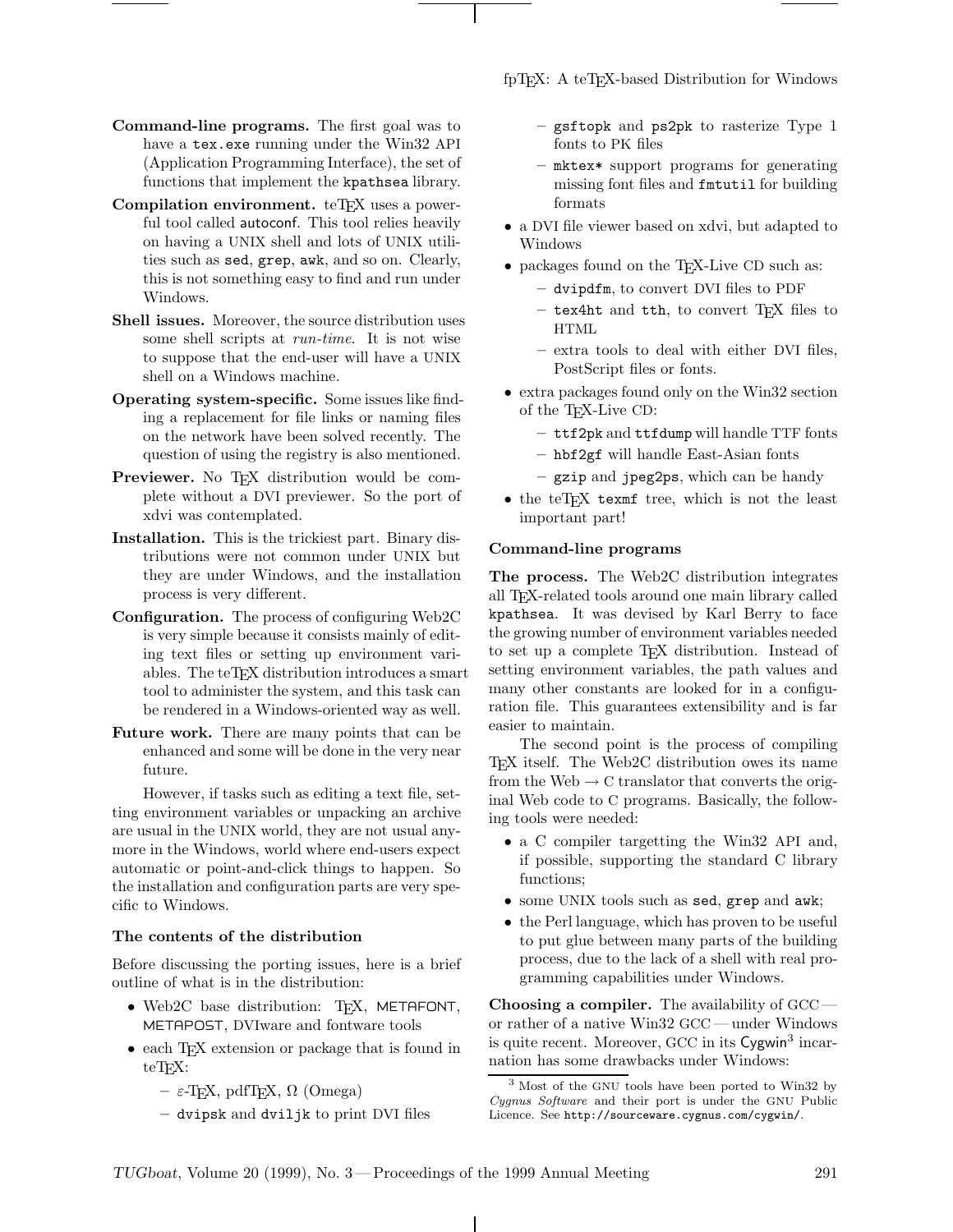**Command-line programs.** The first goal was to have a `tex.exe` running under the Win32 API (Application Programming Interface), the set of functions that implement the `kpathsea` library.

**Compilation environment.** teTeX uses a powerful tool called autoconf. This tool relies heavily on having a UNIX shell and lots of UNIX utilities such as `sed`, `grep`, `awk`, and so on. Clearly, this is not something easy to find and run under Windows.

**Shell issues.** Moreover, the source distribution uses some shell scripts at *run-time*. It is not wise to suppose that the end-user will have a UNIX shell on a Windows machine.

**Operating system-specific.** Some issues like finding a replacement for file links or naming files on the network have been solved recently. The question of using the registry is also mentioned.

**Previewer.** No TeX distribution would be complete without a DVI previewer. So the port of xdvi was contemplated.

**Installation.** This is the trickiest part. Binary distributions were not common under UNIX but they are under Windows, and the installation process is very different.

**Configuration.** The process of configuring Web2C is very simple because it consists mainly of editing text files or setting up environment variables. The teTeX distribution introduces a smart tool to administer the system, and this task can be rendered in a Windows-oriented way as well.

**Future work.** There are many points that can be enhanced and some will be done in the very near future.

However, if tasks such as editing a text file, setting environment variables or unpacking an archive are usual in the UNIX world, they are not usual anymore in the Windows, world where end-users expect automatic or point-and-click things to happen. So the installation and configuration parts are very specific to Windows.

### The contents of the distribution

Before discussing the porting issues, here is a brief outline of what is in the distribution:

- Web2C base distribution: TeX, METAFONT, METAPOST, DVIware and fontware tools
- each TeX extension or package that is found in teTeX:
  - $\varepsilon$-TeX, pdfTeX, $\Omega$ (Omega)
  - `dvipsk` and `dviljk` to print DVI files
  - `gsftopk` and `ps2pk` to rasterize Type 1 fonts to PK files
  - `mktex*` support programs for generating missing font files and `fmtutil` for building formats
- a DVI file viewer based on xdvi, but adapted to Windows
- packages found on the TeX-Live CD such as:
  - `dvipdfm`, to convert DVI files to PDF
  - `tex4ht` and `tth`, to convert TeX files to HTML
  - extra tools to deal with either DVI files, PostScript files or fonts.
- extra packages found only on the Win32 section of the TeX-Live CD:
  - `ttf2pk` and `ttfdump` will handle TTF fonts
  - `hbf2gf` will handle East-Asian fonts
  - `gzip` and `jpeg2ps`, which can be handy
- the teTeX `texmf` tree, which is not the least important part!

### Command-line programs

**The process.** The Web2C distribution integrates all TeX-related tools around one main library called `kpathsea`. It was devised by Karl Berry to face the growing number of environment variables needed to set up a complete TeX distribution. Instead of setting environment variables, the path values and many other constants are looked for in a configuration file. This guarantees extensibility and is far easier to maintain.

The second point is the process of compiling TeX itself. The Web2C distribution owes its name from the Web → C translator that converts the original Web code to C programs. Basically, the following tools were needed:

- a C compiler targetting the Win32 API and, if possible, supporting the standard C library functions;
- some UNIX tools such as `sed`, `grep` and `awk`;
- the Perl language, which has proven to be useful to put glue between many parts of the building process, due to the lack of a shell with real programming capabilities under Windows.

**Choosing a compiler.** The availability of GCC — or rather of a native Win32 GCC — under Windows is quite recent. Moreover, GCC in its Cygwin[3] incarnation has some drawbacks under Windows:

[3] Most of the GNU tools have been ported to Win32 by *Cygnus Software* and their port is under the GNU Public Licence. See `http://sourceware.cygnus.com/cygwin/`.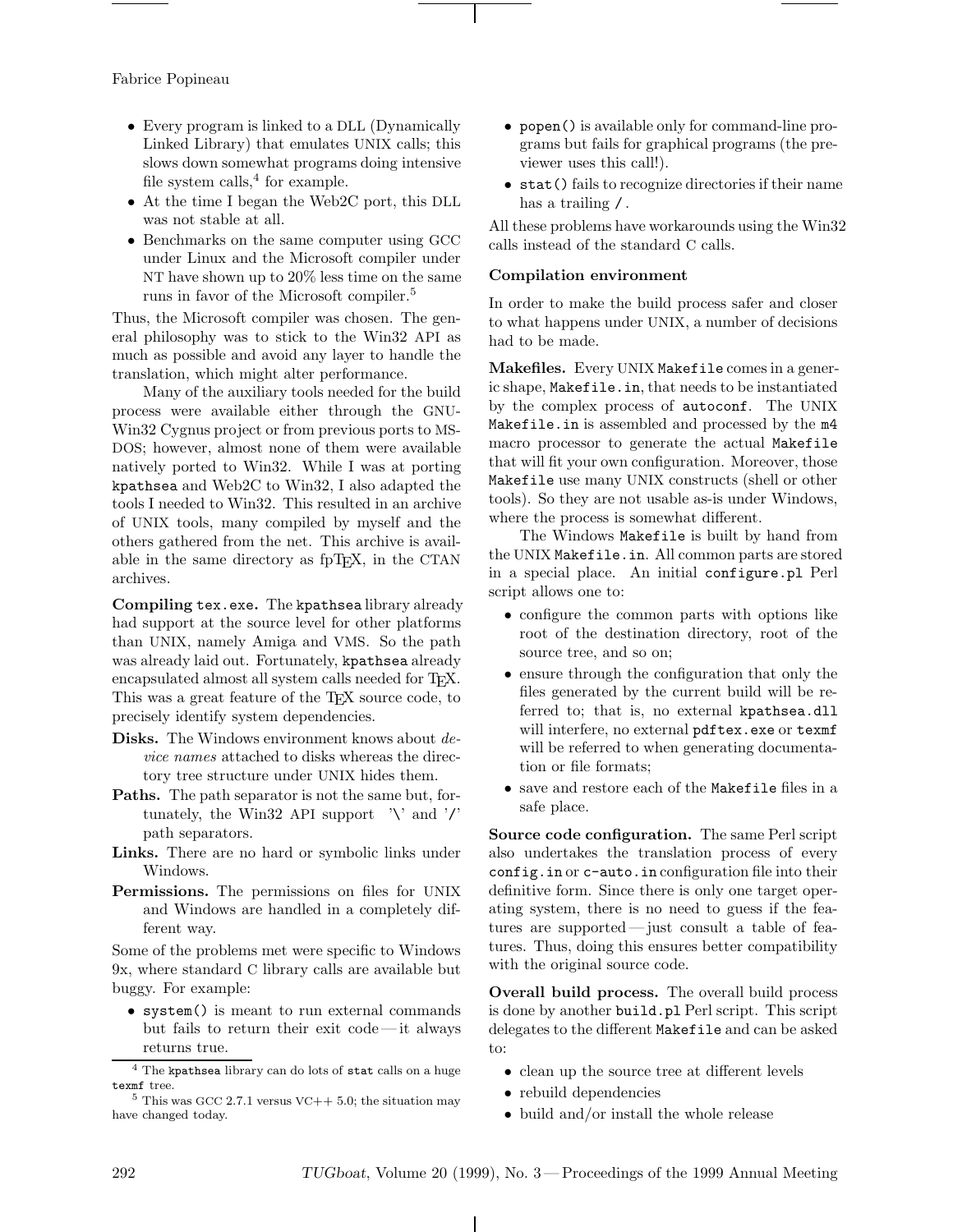- Every program is linked to a DLL (Dynamically Linked Library) that emulates UNIX calls; this slows down somewhat programs doing intensive file system calls,[4] for example.
- At the time I began the Web2C port, this DLL was not stable at all.
- Benchmarks on the same computer using GCC under Linux and the Microsoft compiler under NT have shown up to 20% less time on the same runs in favor of the Microsoft compiler.[5]

Thus, the Microsoft compiler was chosen. The general philosophy was to stick to the Win32 API as much as possible and avoid any layer to handle the translation, which might alter performance.

Many of the auxiliary tools needed for the build process were available either through the GNU-Win32 Cygnus project or from previous ports to MS-DOS; however, almost none of them were available natively ported to Win32. While I was at porting `kpathsea` and Web2C to Win32, I also adapted the tools I needed to Win32. This resulted in an archive of UNIX tools, many compiled by myself and the others gathered from the net. This archive is available in the same directory as fpTEX, in the CTAN archives.

**Compiling `tex.exe`.** The `kpathsea` library already had support at the source level for other platforms than UNIX, namely Amiga and VMS. So the path was already laid out. Fortunately, `kpathsea` already encapsulated almost all system calls needed for TEX. This was a great feature of the TEX source code, to precisely identify system dependencies.

**Disks.** The Windows environment knows about *device names* attached to disks whereas the directory tree structure under UNIX hides them.

**Paths.** The path separator is not the same but, fortunately, the Win32 API support '\' and '/' path separators.

**Links.** There are no hard or symbolic links under Windows.

**Permissions.** The permissions on files for UNIX and Windows are handled in a completely different way.

Some of the problems met were specific to Windows 9x, where standard C library calls are available but buggy. For example:

- `system()` is meant to run external commands but fails to return their exit code — it always returns true.
- `popen()` is available only for command-line programs but fails for graphical programs (the previewer uses this call!).
- `stat()` fails to recognize directories if their name has a trailing `/`.

All these problems have workarounds using the Win32 calls instead of the standard C calls.

[4] The `kpathsea` library can do lots of `stat` calls on a huge `texmf` tree.

[5] This was GCC 2.7.1 versus VC++ 5.0; the situation may have changed today.

**Compilation environment**

In order to make the build process safer and closer to what happens under UNIX, a number of decisions had to be made.

**Makefiles.** Every UNIX `Makefile` comes in a generic shape, `Makefile.in`, that needs to be instantiated by the complex process of `autoconf`. The UNIX `Makefile.in` is assembled and processed by the `m4` macro processor to generate the actual `Makefile` that will fit your own configuration. Moreover, those `Makefile` use many UNIX constructs (shell or other tools). So they are not usable as-is under Windows, where the process is somewhat different.

The Windows `Makefile` is built by hand from the UNIX `Makefile.in`. All common parts are stored in a special place. An initial `configure.pl` Perl script allows one to:

- configure the common parts with options like root of the destination directory, root of the source tree, and so on;
- ensure through the configuration that only the files generated by the current build will be referred to; that is, no external `kpathsea.dll` will interfere, no external `pdftex.exe` or `texmf` will be referred to when generating documentation or file formats;
- save and restore each of the `Makefile` files in a safe place.

**Source code configuration.** The same Perl script also undertakes the translation process of every `config.in` or `c-auto.in` configuration file into their definitive form. Since there is only one target operating system, there is no need to guess if the features are supported — just consult a table of features. Thus, doing this ensures better compatibility with the original source code.

**Overall build process.** The overall build process is done by another `build.pl` Perl script. This script delegates to the different `Makefile` and can be asked to:

- clean up the source tree at different levels
- rebuild dependencies
- build and/or install the whole release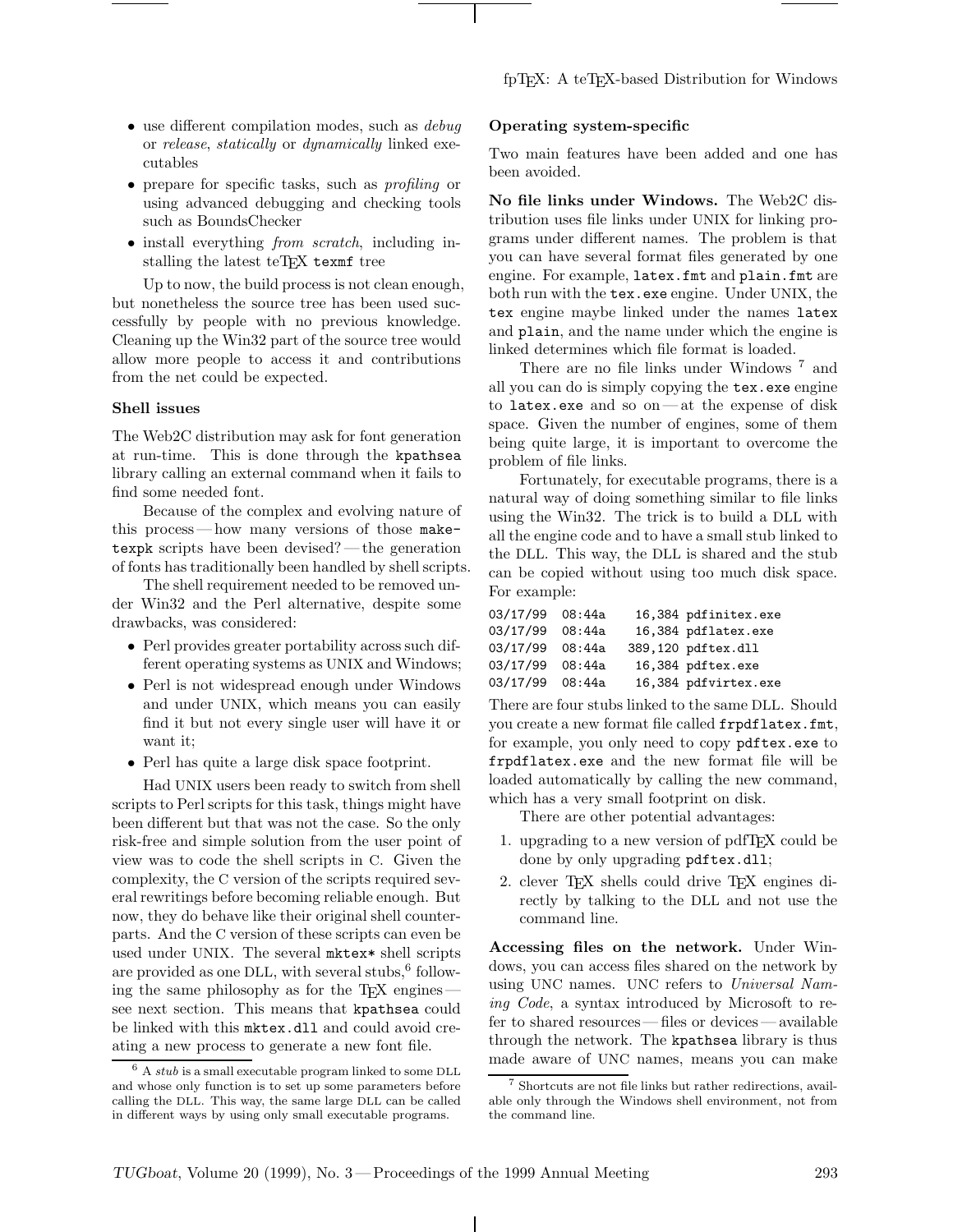- use different compilation modes, such as *debug* or *release*, *statically* or *dynamically* linked executables
- prepare for specific tasks, such as *profiling* or using advanced debugging and checking tools such as BoundsChecker
- install everything *from scratch*, including installing the latest teTeX `texmf` tree

Up to now, the build process is not clean enough, but nonetheless the source tree has been used successfully by people with no previous knowledge. Cleaning up the Win32 part of the source tree would allow more people to access it and contributions from the net could be expected.

### Shell issues

The Web2C distribution may ask for font generation at run-time. This is done through the `kpathsea` library calling an external command when it fails to find some needed font.

Because of the complex and evolving nature of this process — how many versions of those `maketexpk` scripts have been devised? — the generation of fonts has traditionally been handled by shell scripts.

The shell requirement needed to be removed under Win32 and the Perl alternative, despite some drawbacks, was considered:

- Perl provides greater portability across such different operating systems as UNIX and Windows;
- Perl is not widespread enough under Windows and under UNIX, which means you can easily find it but not every single user will have it or want it;
- Perl has quite a large disk space footprint.

Had UNIX users been ready to switch from shell scripts to Perl scripts for this task, things might have been different but that was not the case. So the only risk-free and simple solution from the user point of view was to code the shell scripts in C. Given the complexity, the C version of the scripts required several rewritings before becoming reliable enough. But now, they do behave like their original shell counterparts. And the C version of these scripts can even be used under UNIX. The several `mktex*` shell scripts are provided as one DLL, with several stubs,[6] following the same philosophy as for the TeX engines — see next section. This means that `kpathsea` could be linked with this `mktex.dll` and could avoid creating a new process to generate a new font file.

[6] A *stub* is a small executable program linked to some DLL and whose only function is to set up some parameters before calling the DLL. This way, the same large DLL can be called in different ways by using only small executable programs.

### Operating system-specific

Two main features have been added and one has been avoided.

**No file links under Windows.** The Web2C distribution uses file links under UNIX for linking programs under different names. The problem is that you can have several format files generated by one engine. For example, `latex.fmt` and `plain.fmt` are both run with the `tex.exe` engine. Under UNIX, the `tex` engine maybe linked under the names `latex` and `plain`, and the name under which the engine is linked determines which file format is loaded.

There are no file links under Windows [7] and all you can do is simply copying the `tex.exe` engine to `latex.exe` and so on — at the expense of disk space. Given the number of engines, some of them being quite large, it is important to overcome the problem of file links.

Fortunately, for executable programs, there is a natural way of doing something similar to file links using the Win32. The trick is to build a DLL with all the engine code and to have a small stub linked to the DLL. This way, the DLL is shared and the stub can be copied without using too much disk space. For example:

```
03/17/99  08:44a     16,384 pdfinitex.exe
03/17/99  08:44a     16,384 pdflatex.exe
03/17/99  08:44a    389,120 pdftex.dll
03/17/99  08:44a     16,384 pdftex.exe
03/17/99  08:44a     16,384 pdfvirtex.exe
```

There are four stubs linked to the same DLL. Should you create a new format file called `frpdflatex.fmt`, for example, you only need to copy `pdftex.exe` to `frpdflatex.exe` and the new format file will be loaded automatically by calling the new command, which has a very small footprint on disk.

There are other potential advantages:

1. upgrading to a new version of pdfTeX could be done by only upgrading `pdftex.dll`;
2. clever TeX shells could drive TeX engines directly by talking to the DLL and not use the command line.

**Accessing files on the network.** Under Windows, you can access files shared on the network by using UNC names. UNC refers to *Universal Naming Code*, a syntax introduced by Microsoft to refer to shared resources — files or devices — available through the network. The `kpathsea` library is thus made aware of UNC names, means you can make

[7] Shortcuts are not file links but rather redirections, available only through the Windows shell environment, not from the command line.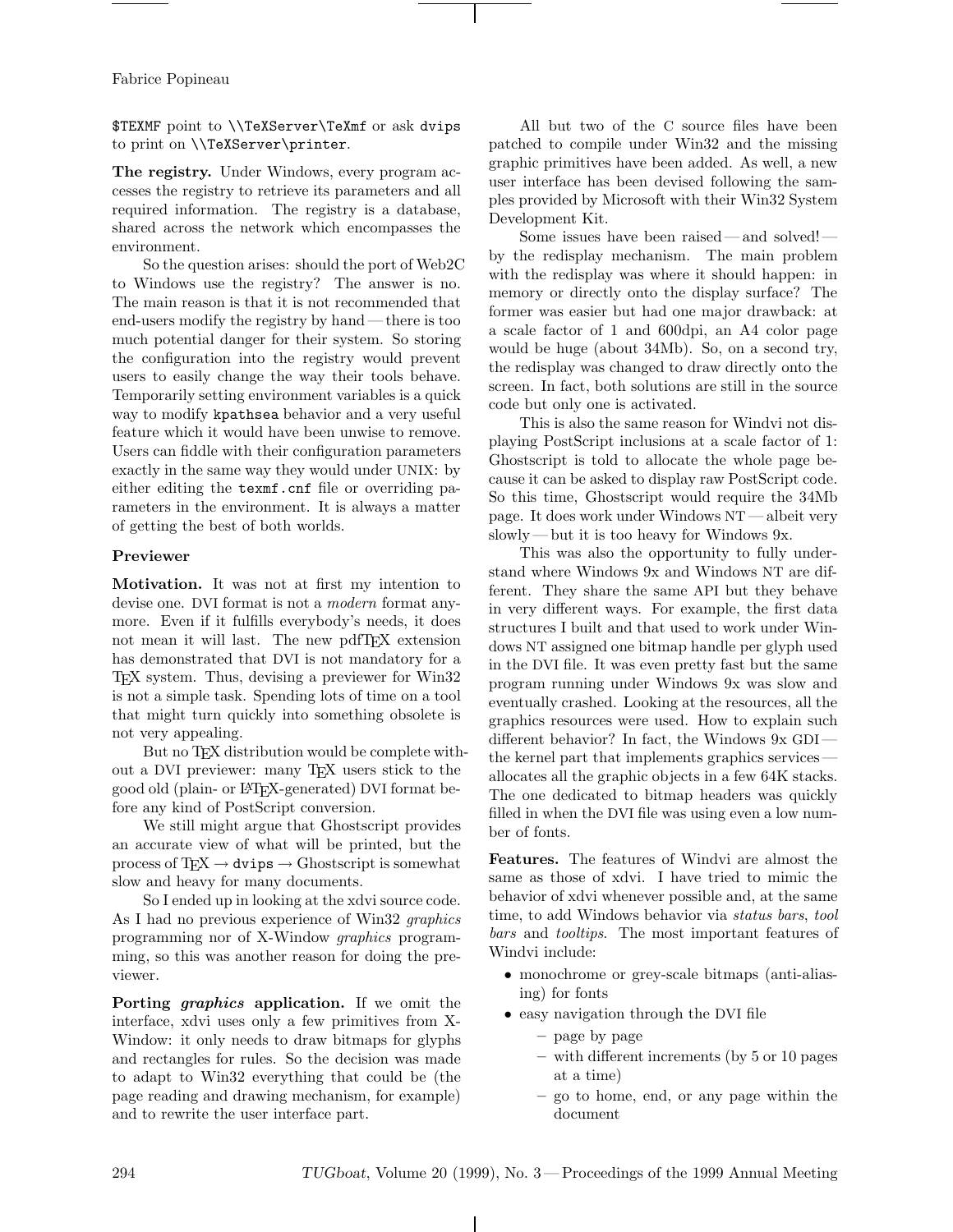$TEXMF point to \\TeXServer\TeXmf or ask dvips to print on \\TeXServer\printer.

**The registry.** Under Windows, every program accesses the registry to retrieve its parameters and all required information. The registry is a database, shared across the network which encompasses the environment.

So the question arises: should the port of Web2C to Windows use the registry? The answer is no. The main reason is that it is not recommended that end-users modify the registry by hand — there is too much potential danger for their system. So storing the configuration into the registry would prevent users to easily change the way their tools behave. Temporarily setting environment variables is a quick way to modify kpathsea behavior and a very useful feature which it would have been unwise to remove. Users can fiddle with their configuration parameters exactly in the same way they would under UNIX: by either editing the texmf.cnf file or overriding parameters in the environment. It is always a matter of getting the best of both worlds.

## Previewer

**Motivation.** It was not at first my intention to devise one. DVI format is not a *modern* format anymore. Even if it fulfills everybody's needs, it does not mean it will last. The new pdfTeX extension has demonstrated that DVI is not mandatory for a TeX system. Thus, devising a previewer for Win32 is not a simple task. Spending lots of time on a tool that might turn quickly into something obsolete is not very appealing.

But no TeX distribution would be complete without a DVI previewer: many TeX users stick to the good old (plain- or LaTeX-generated) DVI format before any kind of PostScript conversion.

We still might argue that Ghostscript provides an accurate view of what will be printed, but the process of TeX → dvips → Ghostscript is somewhat slow and heavy for many documents.

So I ended up in looking at the xdvi source code. As I had no previous experience of Win32 *graphics* programming nor of X-Window *graphics* programming, so this was another reason for doing the previewer.

**Porting *graphics* application.** If we omit the interface, xdvi uses only a few primitives from X-Window: it only needs to draw bitmaps for glyphs and rectangles for rules. So the decision was made to adapt to Win32 everything that could be (the page reading and drawing mechanism, for example) and to rewrite the user interface part.

All but two of the C source files have been patched to compile under Win32 and the missing graphic primitives have been added. As well, a new user interface has been devised following the samples provided by Microsoft with their Win32 System Development Kit.

Some issues have been raised — and solved! — by the redisplay mechanism. The main problem with the redisplay was where it should happen: in memory or directly onto the display surface? The former was easier but had one major drawback: at a scale factor of 1 and 600dpi, an A4 color page would be huge (about 34Mb). So, on a second try, the redisplay was changed to draw directly onto the screen. In fact, both solutions are still in the source code but only one is activated.

This is also the same reason for Windvi not displaying PostScript inclusions at a scale factor of 1: Ghostscript is told to allocate the whole page because it can be asked to display raw PostScript code. So this time, Ghostscript would require the 34Mb page. It does work under Windows NT — albeit very slowly — but it is too heavy for Windows 9x.

This was also the opportunity to fully understand where Windows 9x and Windows NT are different. They share the same API but they behave in very different ways. For example, the first data structures I built and that used to work under Windows NT assigned one bitmap handle per glyph used in the DVI file. It was even pretty fast but the same program running under Windows 9x was slow and eventually crashed. Looking at the resources, all the graphics resources were used. How to explain such different behavior? In fact, the Windows 9x GDI — the kernel part that implements graphics services — allocates all the graphic objects in a few 64K stacks. The one dedicated to bitmap headers was quickly filled in when the DVI file was using even a low number of fonts.

**Features.** The features of Windvi are almost the same as those of xdvi. I have tried to mimic the behavior of xdvi whenever possible and, at the same time, to add Windows behavior via *status bars*, *tool bars* and *tooltips*. The most important features of Windvi include:

- monochrome or grey-scale bitmaps (anti-aliasing) for fonts
- easy navigation through the DVI file
  - page by page
  - with different increments (by 5 or 10 pages at a time)
  - go to home, end, or any page within the document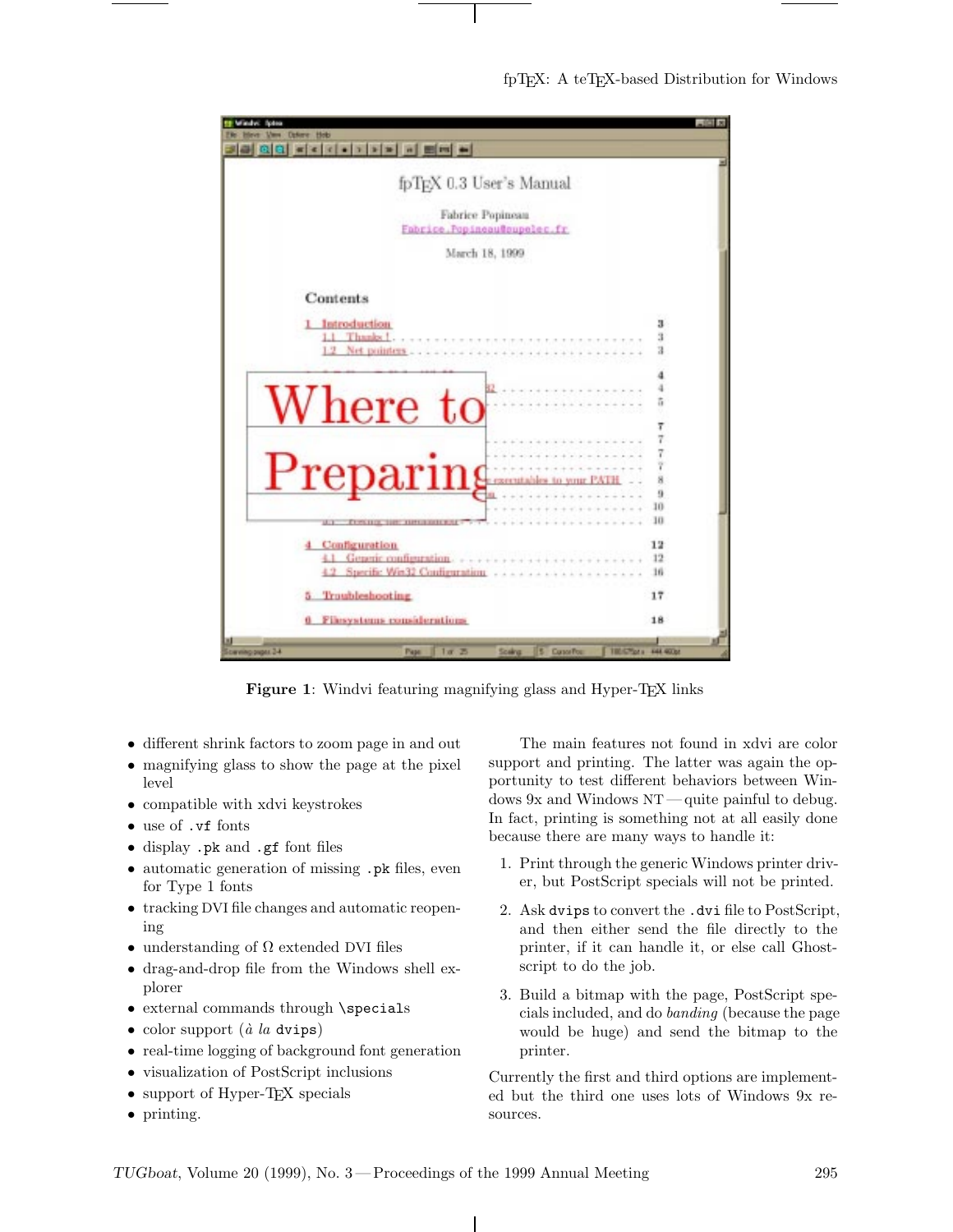**Figure 1**: Windvi featuring magnifying glass and Hyper-TEX links

- different shrink factors to zoom page in and out
- magnifying glass to show the page at the pixel level
- compatible with xdvi keystrokes
- use of `.vf` fonts
- display `.pk` and `.gf` font files
- automatic generation of missing `.pk` files, even for Type 1 fonts
- tracking DVI file changes and automatic reopening
- understanding of Ω extended DVI files
- drag-and-drop file from the Windows shell explorer
- external commands through `\specials`
- color support (*à la* `dvips`)
- real-time logging of background font generation
- visualization of PostScript inclusions
- support of Hyper-TEX specials
- printing.

The main features not found in xdvi are color support and printing. The latter was again the opportunity to test different behaviors between Windows 9x and Windows NT — quite painful to debug. In fact, printing is something not at all easily done because there are many ways to handle it:

1. Print through the generic Windows printer driver, but PostScript specials will not be printed.
2. Ask `dvips` to convert the `.dvi` file to PostScript, and then either send the file directly to the printer, if it can handle it, or else call Ghostscript to do the job.
3. Build a bitmap with the page, PostScript specials included, and do *banding* (because the page would be huge) and send the bitmap to the printer.

Currently the first and third options are implemented but the third one uses lots of Windows 9x resources.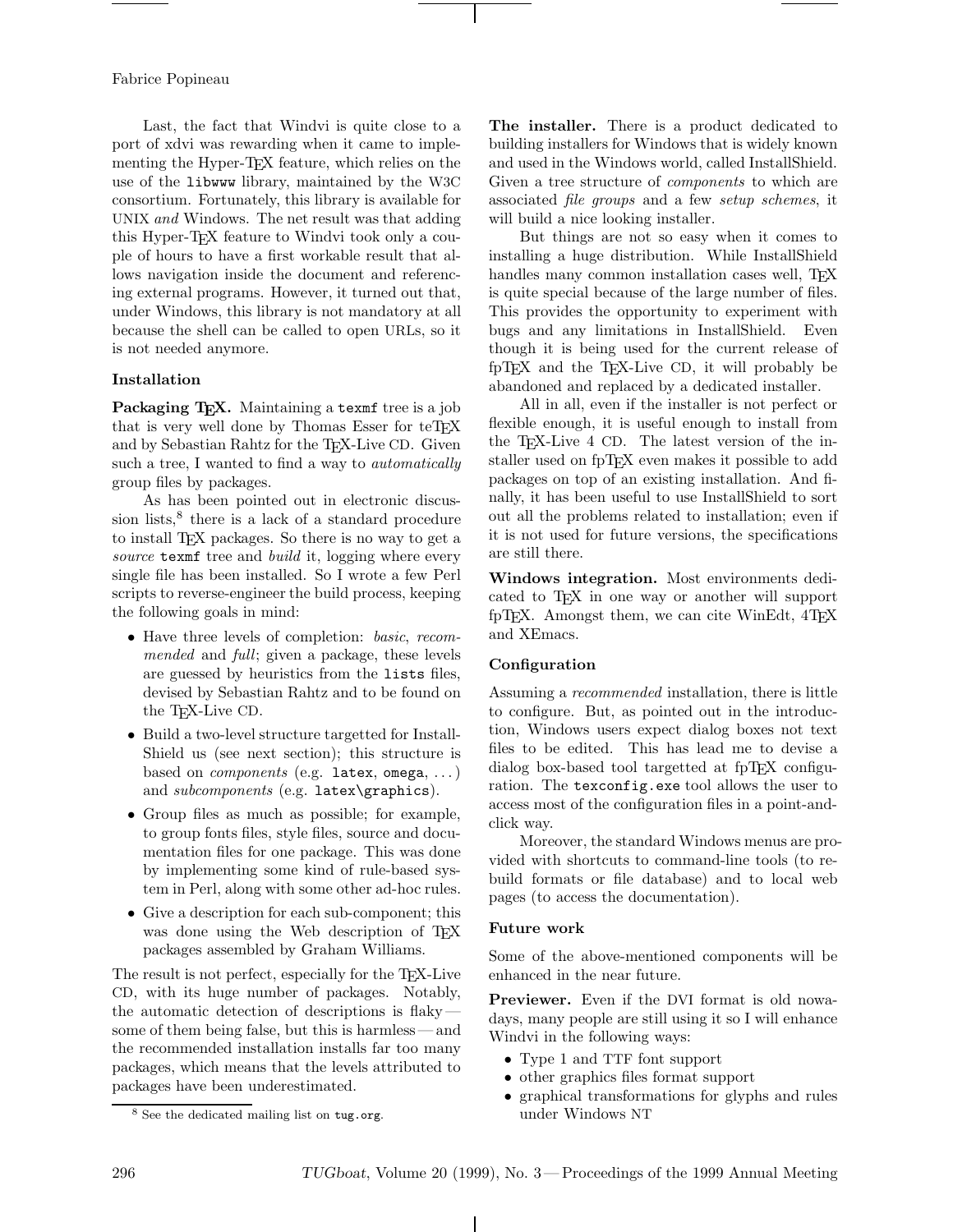Last, the fact that Windvi is quite close to a port of xdvi was rewarding when it came to implementing the Hyper-TeX feature, which relies on the use of the `libwww` library, maintained by the W3C consortium. Fortunately, this library is available for UNIX *and* Windows. The net result was that adding this Hyper-TeX feature to Windvi took only a couple of hours to have a first workable result that allows navigation inside the document and referencing external programs. However, it turned out that, under Windows, this library is not mandatory at all because the shell can be called to open URLs, so it is not needed anymore.

### Installation

**Packaging TeX.** Maintaining a `texmf` tree is a job that is very well done by Thomas Esser for teTeX and by Sebastian Rahtz for the TeX-Live CD. Given such a tree, I wanted to find a way to *automatically* group files by packages.

As has been pointed out in electronic discussion lists,[8] there is a lack of a standard procedure to install TeX packages. So there is no way to get a *source* `texmf` tree and *build* it, logging where every single file has been installed. So I wrote a few Perl scripts to reverse-engineer the build process, keeping the following goals in mind:

- Have three levels of completion: *basic*, *recommended* and *full*; given a package, these levels are guessed by heuristics from the `lists` files, devised by Sebastian Rahtz and to be found on the TeX-Live CD.
- Build a two-level structure targetted for InstallShield us (see next section); this structure is based on *components* (e.g. `latex`, `omega`, ...) and *subcomponents* (e.g. `latex\graphics`).
- Group files as much as possible; for example, to group fonts files, style files, source and documentation files for one package. This was done by implementing some kind of rule-based system in Perl, along with some other ad-hoc rules.
- Give a description for each sub-component; this was done using the Web description of TeX packages assembled by Graham Williams.

The result is not perfect, especially for the TeX-Live CD, with its huge number of packages. Notably, the automatic detection of descriptions is flaky — some of them being false, but this is harmless — and the recommended installation installs far too many packages, which means that the levels attributed to packages have been underestimated.

[8] See the dedicated mailing list on `tug.org`.

**The installer.** There is a product dedicated to building installers for Windows that is widely known and used in the Windows world, called InstallShield. Given a tree structure of *components* to which are associated *file groups* and a few *setup schemes*, it will build a nice looking installer.

But things are not so easy when it comes to installing a huge distribution. While InstallShield handles many common installation cases well, TeX is quite special because of the large number of files. This provides the opportunity to experiment with bugs and any limitations in InstallShield. Even though it is being used for the current release of fpTeX and the TeX-Live CD, it will probably be abandoned and replaced by a dedicated installer.

All in all, even if the installer is not perfect or flexible enough, it is useful enough to install from the TeX-Live 4 CD. The latest version of the installer used on fpTeX even makes it possible to add packages on top of an existing installation. And finally, it has been useful to use InstallShield to sort out all the problems related to installation; even if it is not used for future versions, the specifications are still there.

**Windows integration.** Most environments dedicated to TeX in one way or another will support fpTeX. Amongst them, we can cite WinEdt, 4TeX and XEmacs.

### Configuration

Assuming a *recommended* installation, there is little to configure. But, as pointed out in the introduction, Windows users expect dialog boxes not text files to be edited. This has lead me to devise a dialog box-based tool targetted at fpTeX configuration. The `texconfig.exe` tool allows the user to access most of the configuration files in a point-and-click way.

Moreover, the standard Windows menus are provided with shortcuts to command-line tools (to rebuild formats or file database) and to local web pages (to access the documentation).

### Future work

Some of the above-mentioned components will be enhanced in the near future.

**Previewer.** Even if the DVI format is old nowadays, many people are still using it so I will enhance Windvi in the following ways:

- Type 1 and TTF font support
- other graphics files format support
- graphical transformations for glyphs and rules under Windows NT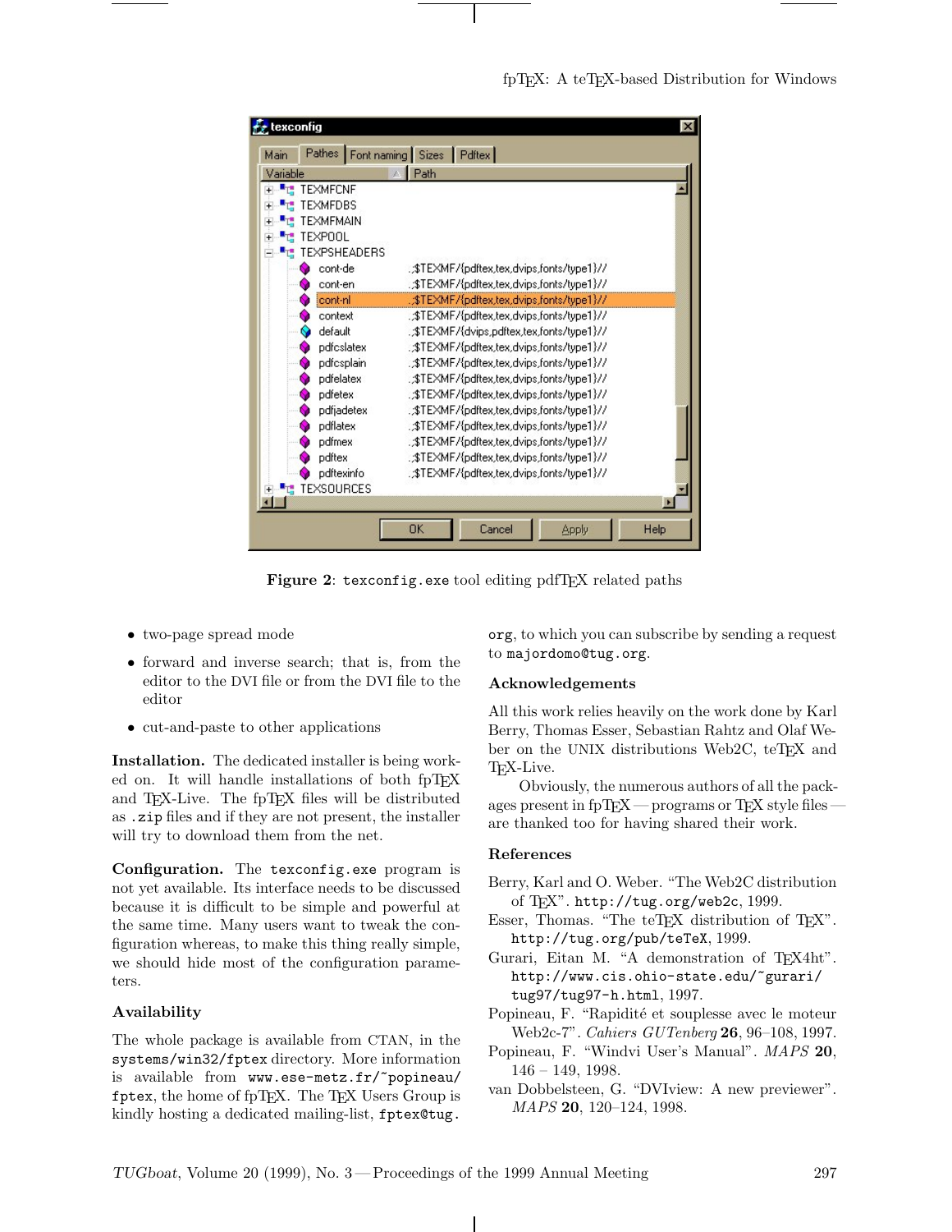Figure 2: `texconfig.exe` tool editing pdfTEX related paths

- two-page spread mode
- forward and inverse search; that is, from the editor to the DVI file or from the DVI file to the editor
- cut-and-paste to other applications

**Installation.** The dedicated installer is being worked on. It will handle installations of both fpTEX and TEX-Live. The fpTEX files will be distributed as `.zip` files and if they are not present, the installer will try to download them from the net.

**Configuration.** The `texconfig.exe` program is not yet available. Its interface needs to be discussed because it is difficult to be simple and powerful at the same time. Many users want to tweak the configuration whereas, to make this thing really simple, we should hide most of the configuration parameters.

### Availability

The whole package is available from CTAN, in the `systems/win32/fptex` directory. More information is available from `www.ese-metz.fr/~popineau/fptex`, the home of fpTEX. The TEX Users Group is kindly hosting a dedicated mailing-list, `fptex@tug.org`, to which you can subscribe by sending a request to `majordomo@tug.org`.

### Acknowledgements

All this work relies heavily on the work done by Karl Berry, Thomas Esser, Sebastian Rahtz and Olaf Weber on the UNIX distributions Web2C, teTEX and TEX-Live.

Obviously, the numerous authors of all the packages present in fpTEX — programs or TEX style files — are thanked too for having shared their work.

### References

Berry, Karl and O. Weber. "The Web2C distribution of TEX". `http://tug.org/web2c`, 1999.

Esser, Thomas. "The teTEX distribution of TEX". `http://tug.org/pub/teTeX`, 1999.

Gurari, Eitan M. "A demonstration of TEX4ht". `http://www.cis.ohio-state.edu/~gurari/tug97/tug97-h.html`, 1997.

Popineau, F. "Rapidité et souplesse avec le moteur Web2c-7". *Cahiers GUTenberg* **26**, 96–108, 1997.

Popineau, F. "Windvi User's Manual". *MAPS* **20**, 146 – 149, 1998.

van Dobbelsteen, G. "DVIview: A new previewer". *MAPS* **20**, 120–124, 1998.